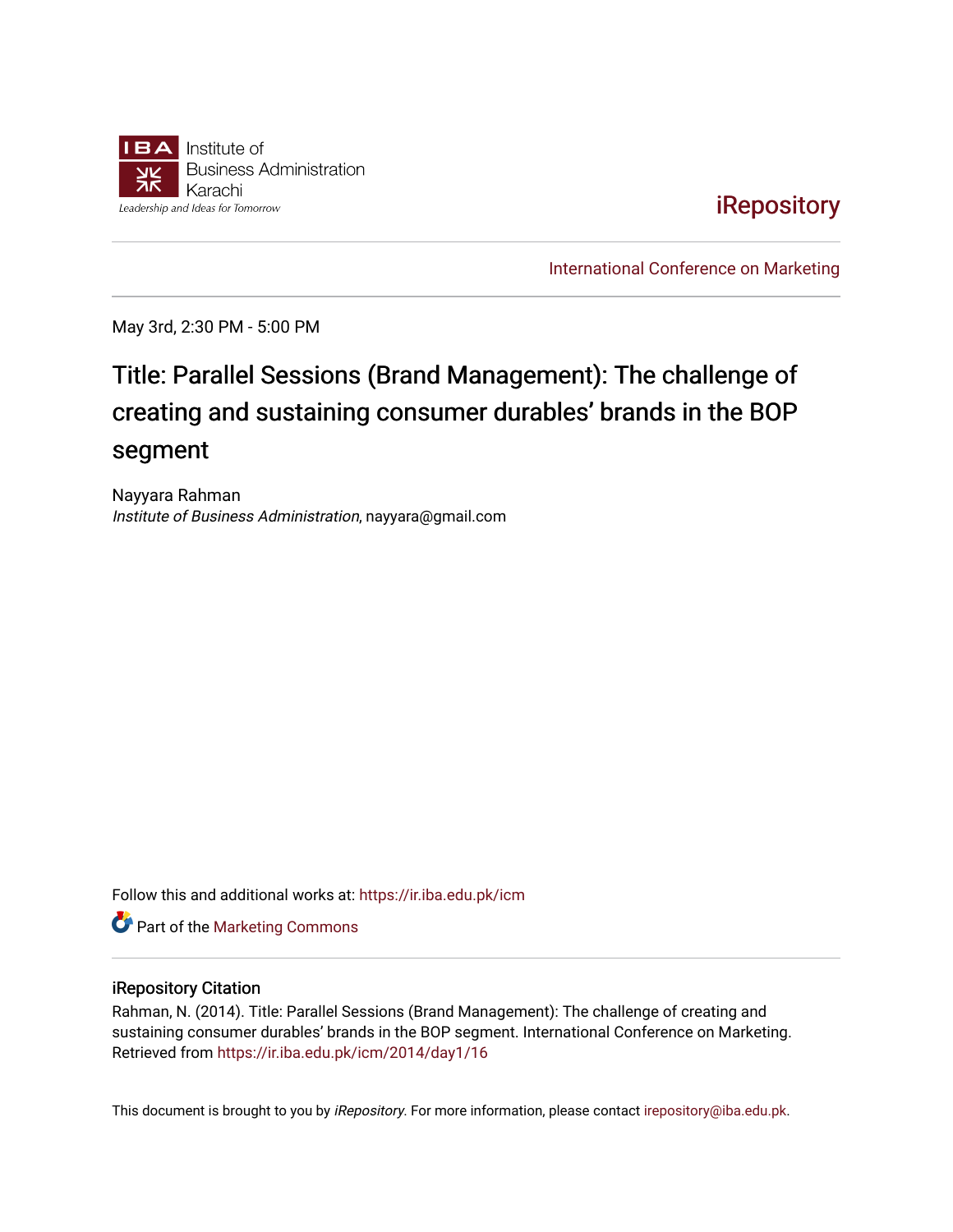Institute of Business Administration Karachi

Leadership and Ideas for Tomorrow

iRepository

International Conference on Marketing

May 3rd, 2:30 PM - 5:00 PM

# Title: Parallel Sessions (Brand Management): The challenge of creating and sustaining consumer durables' brands in the BOP segment

Nayyara Rahman

*Institute of Business Administration*, nayyara@gmail.com

Follow this and additional works at: https://ir.iba.edu.pk/icm

Part of the Marketing Commons

## iRepository Citation

Rahman, N. (2014). Title: Parallel Sessions (Brand Management): The challenge of creating and sustaining consumer durables' brands in the BOP segment. International Conference on Marketing. Retrieved from https://ir.iba.edu.pk/icm/2014/day1/16

This document is brought to you by *iRepository*. For more information, please contact irepository@iba.edu.pk.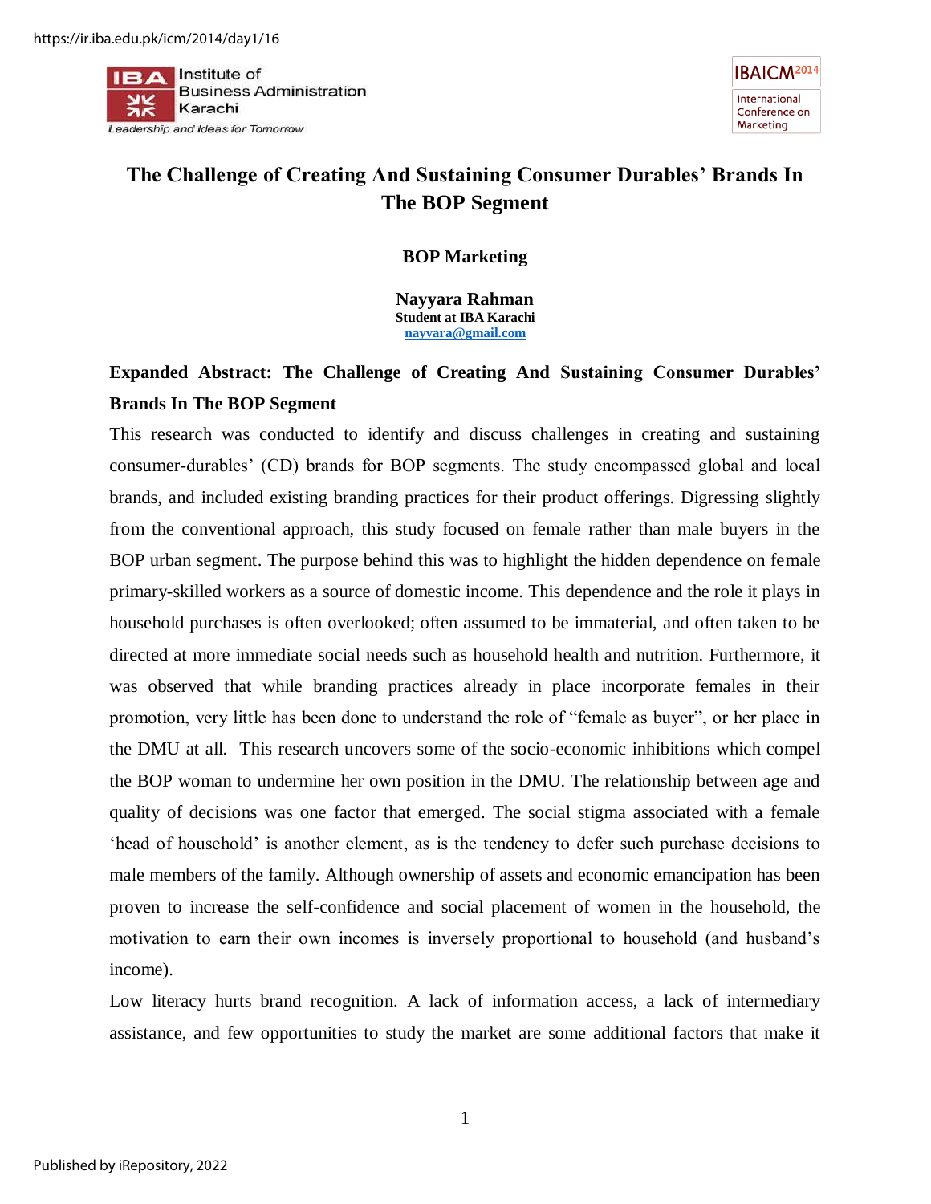# The Challenge of Creating And Sustaining Consumer Durables' Brands In The BOP Segment

**BOP Marketing**

**Nayyara Rahman**
**Student at IBA Karachi**
**nayyara@gmail.com**

## Expanded Abstract: The Challenge of Creating And Sustaining Consumer Durables' Brands In The BOP Segment

This research was conducted to identify and discuss challenges in creating and sustaining consumer-durables' (CD) brands for BOP segments. The study encompassed global and local brands, and included existing branding practices for their product offerings. Digressing slightly from the conventional approach, this study focused on female rather than male buyers in the BOP urban segment. The purpose behind this was to highlight the hidden dependence on female primary-skilled workers as a source of domestic income. This dependence and the role it plays in household purchases is often overlooked; often assumed to be immaterial, and often taken to be directed at more immediate social needs such as household health and nutrition. Furthermore, it was observed that while branding practices already in place incorporate females in their promotion, very little has been done to understand the role of "female as buyer", or her place in the DMU at all. This research uncovers some of the socio-economic inhibitions which compel the BOP woman to undermine her own position in the DMU. The relationship between age and quality of decisions was one factor that emerged. The social stigma associated with a female 'head of household' is another element, as is the tendency to defer such purchase decisions to male members of the family. Although ownership of assets and economic emancipation has been proven to increase the self-confidence and social placement of women in the household, the motivation to earn their own incomes is inversely proportional to household (and husband's income).

Low literacy hurts brand recognition. A lack of information access, a lack of intermediary assistance, and few opportunities to study the market are some additional factors that make it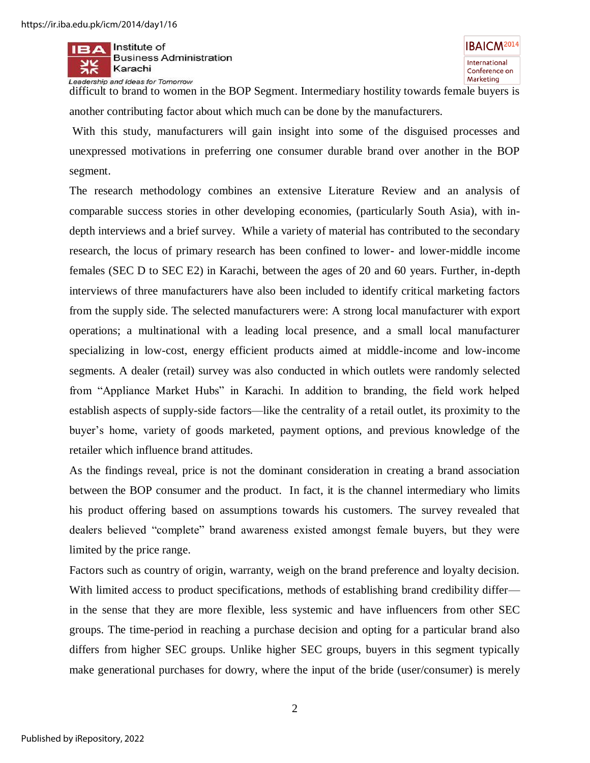difficult to brand to women in the BOP Segment. Intermediary hostility towards female buyers is another contributing factor about which much can be done by the manufacturers.

With this study, manufacturers will gain insight into some of the disguised processes and unexpressed motivations in preferring one consumer durable brand over another in the BOP segment.

The research methodology combines an extensive Literature Review and an analysis of comparable success stories in other developing economies, (particularly South Asia), with in-depth interviews and a brief survey. While a variety of material has contributed to the secondary research, the locus of primary research has been confined to lower- and lower-middle income females (SEC D to SEC E2) in Karachi, between the ages of 20 and 60 years. Further, in-depth interviews of three manufacturers have also been included to identify critical marketing factors from the supply side. The selected manufacturers were: A strong local manufacturer with export operations; a multinational with a leading local presence, and a small local manufacturer specializing in low-cost, energy efficient products aimed at middle-income and low-income segments. A dealer (retail) survey was also conducted in which outlets were randomly selected from "Appliance Market Hubs" in Karachi. In addition to branding, the field work helped establish aspects of supply-side factors—like the centrality of a retail outlet, its proximity to the buyer's home, variety of goods marketed, payment options, and previous knowledge of the retailer which influence brand attitudes.

As the findings reveal, price is not the dominant consideration in creating a brand association between the BOP consumer and the product. In fact, it is the channel intermediary who limits his product offering based on assumptions towards his customers. The survey revealed that dealers believed "complete" brand awareness existed amongst female buyers, but they were limited by the price range.

Factors such as country of origin, warranty, weigh on the brand preference and loyalty decision. With limited access to product specifications, methods of establishing brand credibility differ—in the sense that they are more flexible, less systemic and have influencers from other SEC groups. The time-period in reaching a purchase decision and opting for a particular brand also differs from higher SEC groups. Unlike higher SEC groups, buyers in this segment typically make generational purchases for dowry, where the input of the bride (user/consumer) is merely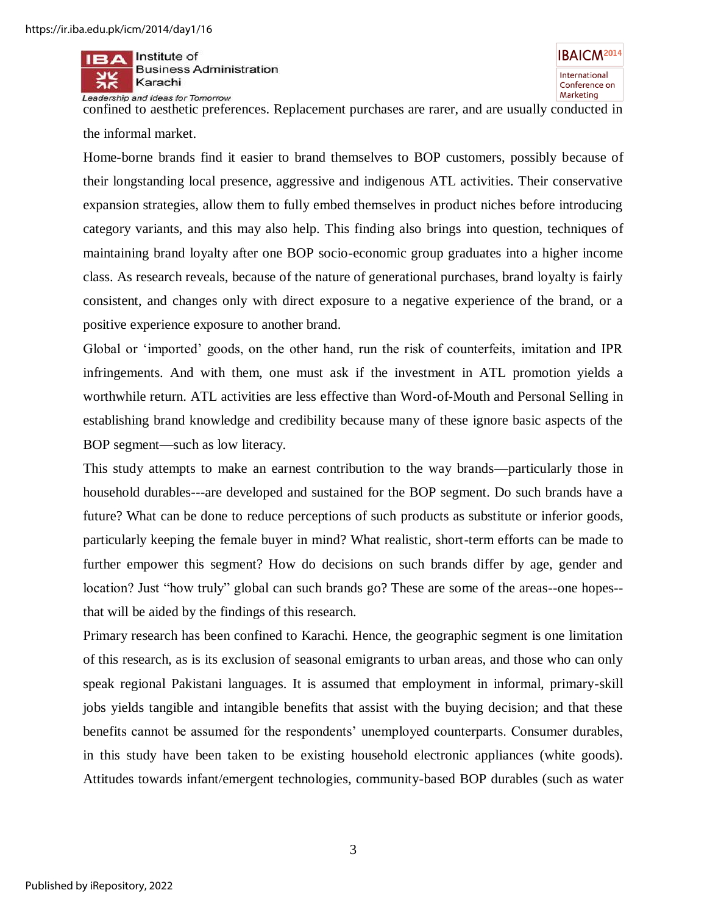confined to aesthetic preferences. Replacement purchases are rarer, and are usually conducted in the informal market.

Home-borne brands find it easier to brand themselves to BOP customers, possibly because of their longstanding local presence, aggressive and indigenous ATL activities. Their conservative expansion strategies, allow them to fully embed themselves in product niches before introducing category variants, and this may also help. This finding also brings into question, techniques of maintaining brand loyalty after one BOP socio-economic group graduates into a higher income class. As research reveals, because of the nature of generational purchases, brand loyalty is fairly consistent, and changes only with direct exposure to a negative experience of the brand, or a positive experience exposure to another brand.

Global or 'imported' goods, on the other hand, run the risk of counterfeits, imitation and IPR infringements. And with them, one must ask if the investment in ATL promotion yields a worthwhile return. ATL activities are less effective than Word-of-Mouth and Personal Selling in establishing brand knowledge and credibility because many of these ignore basic aspects of the BOP segment—such as low literacy.

This study attempts to make an earnest contribution to the way brands—particularly those in household durables---are developed and sustained for the BOP segment. Do such brands have a future? What can be done to reduce perceptions of such products as substitute or inferior goods, particularly keeping the female buyer in mind? What realistic, short-term efforts can be made to further empower this segment? How do decisions on such brands differ by age, gender and location? Just "how truly" global can such brands go? These are some of the areas--one hopes--that will be aided by the findings of this research.

Primary research has been confined to Karachi. Hence, the geographic segment is one limitation of this research, as is its exclusion of seasonal emigrants to urban areas, and those who can only speak regional Pakistani languages. It is assumed that employment in informal, primary-skill jobs yields tangible and intangible benefits that assist with the buying decision; and that these benefits cannot be assumed for the respondents' unemployed counterparts. Consumer durables, in this study have been taken to be existing household electronic appliances (white goods). Attitudes towards infant/emergent technologies, community-based BOP durables (such as water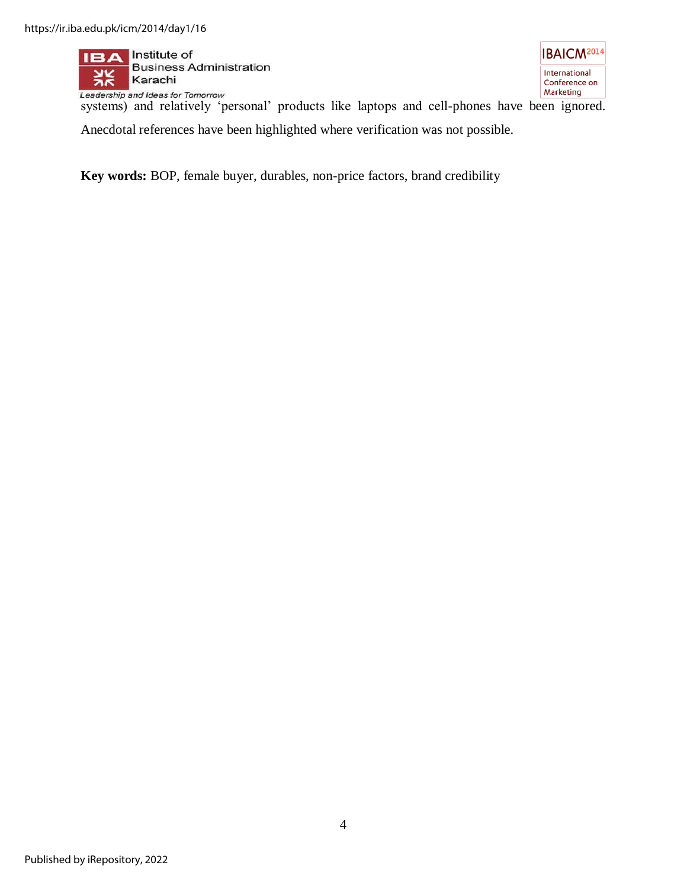systems) and relatively 'personal' products like laptops and cell-phones have been ignored. Anecdotal references have been highlighted where verification was not possible.

**Key words:** BOP, female buyer, durables, non-price factors, brand credibility